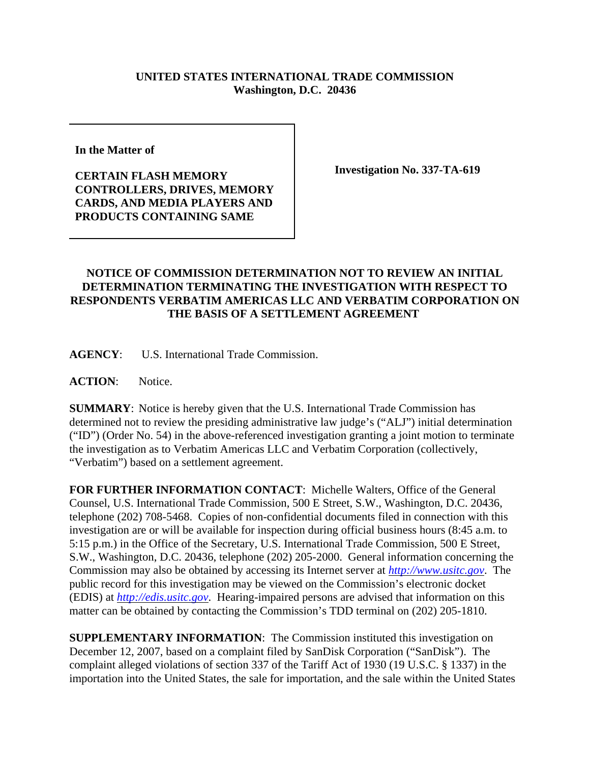**UNITED STATES INTERNATIONAL TRADE COMMISSION**
**Washington, D.C. 20436**

| In the Matter of<br><br>**CERTAIN FLASH MEMORY CONTROLLERS, DRIVES, MEMORY CARDS, AND MEDIA PLAYERS AND PRODUCTS CONTAINING SAME** | **Investigation No. 337-TA-619** |
|---|---|

**NOTICE OF COMMISSION DETERMINATION NOT TO REVIEW AN INITIAL DETERMINATION TERMINATING THE INVESTIGATION WITH RESPECT TO RESPONDENTS VERBATIM AMERICAS LLC AND VERBATIM CORPORATION ON THE BASIS OF A SETTLEMENT AGREEMENT**

**AGENCY**: U.S. International Trade Commission.

**ACTION**: Notice.

**SUMMARY**: Notice is hereby given that the U.S. International Trade Commission has determined not to review the presiding administrative law judge's ("ALJ") initial determination ("ID") (Order No. 54) in the above-referenced investigation granting a joint motion to terminate the investigation as to Verbatim Americas LLC and Verbatim Corporation (collectively, "Verbatim") based on a settlement agreement.

**FOR FURTHER INFORMATION CONTACT**: Michelle Walters, Office of the General Counsel, U.S. International Trade Commission, 500 E Street, S.W., Washington, D.C. 20436, telephone (202) 708-5468. Copies of non-confidential documents filed in connection with this investigation are or will be available for inspection during official business hours (8:45 a.m. to 5:15 p.m.) in the Office of the Secretary, U.S. International Trade Commission, 500 E Street, S.W., Washington, D.C. 20436, telephone (202) 205-2000. General information concerning the Commission may also be obtained by accessing its Internet server at *http://www.usitc.gov*. The public record for this investigation may be viewed on the Commission's electronic docket (EDIS) at *http://edis.usitc.gov*. Hearing-impaired persons are advised that information on this matter can be obtained by contacting the Commission's TDD terminal on (202) 205-1810.

**SUPPLEMENTARY INFORMATION**: The Commission instituted this investigation on December 12, 2007, based on a complaint filed by SanDisk Corporation ("SanDisk"). The complaint alleged violations of section 337 of the Tariff Act of 1930 (19 U.S.C. § 1337) in the importation into the United States, the sale for importation, and the sale within the United States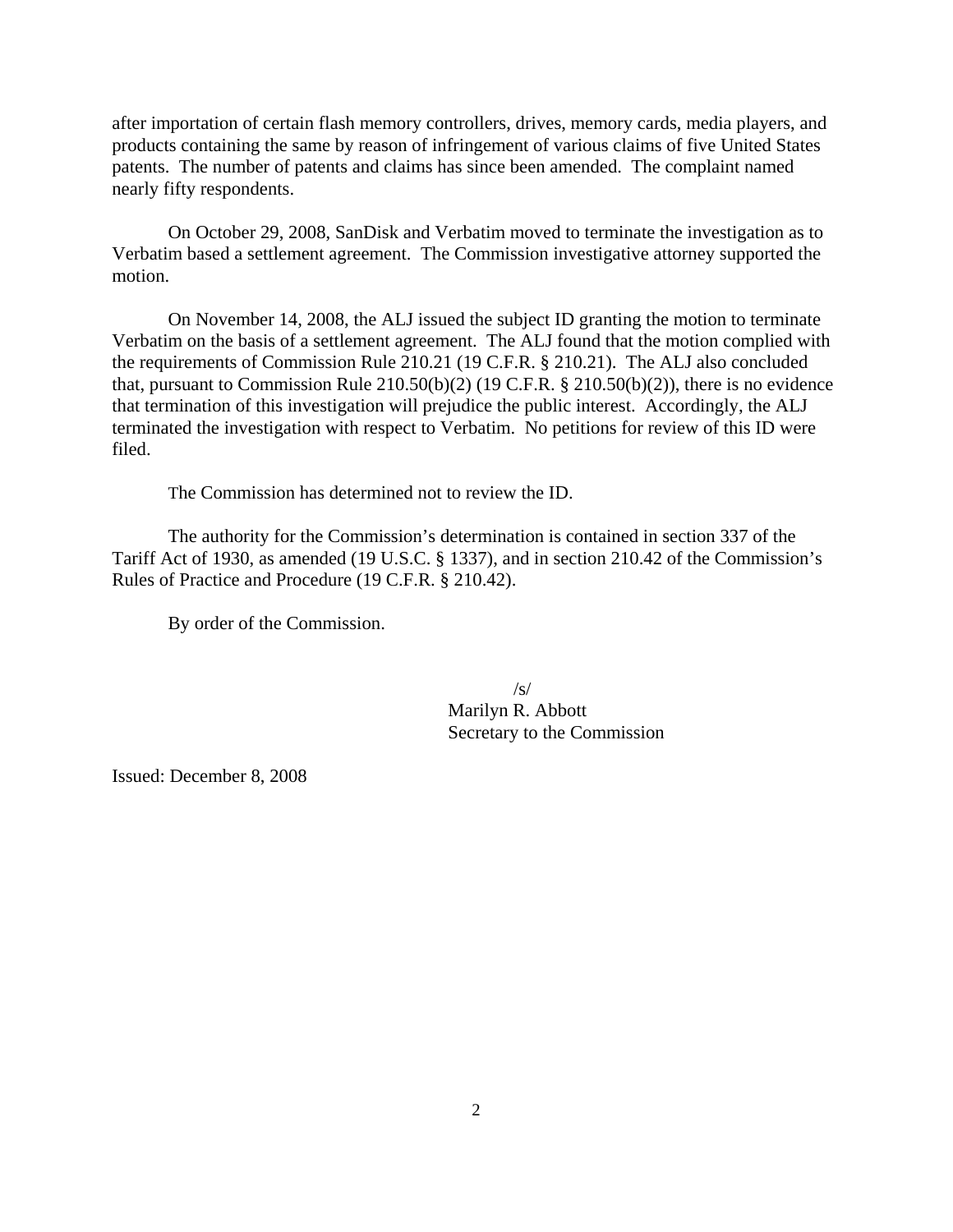after importation of certain flash memory controllers, drives, memory cards, media players, and products containing the same by reason of infringement of various claims of five United States patents. The number of patents and claims has since been amended. The complaint named nearly fifty respondents.

On October 29, 2008, SanDisk and Verbatim moved to terminate the investigation as to Verbatim based a settlement agreement. The Commission investigative attorney supported the motion.

On November 14, 2008, the ALJ issued the subject ID granting the motion to terminate Verbatim on the basis of a settlement agreement. The ALJ found that the motion complied with the requirements of Commission Rule 210.21 (19 C.F.R. § 210.21). The ALJ also concluded that, pursuant to Commission Rule 210.50(b)(2) (19 C.F.R. § 210.50(b)(2)), there is no evidence that termination of this investigation will prejudice the public interest. Accordingly, the ALJ terminated the investigation with respect to Verbatim. No petitions for review of this ID were filed.

The Commission has determined not to review the ID.

The authority for the Commission's determination is contained in section 337 of the Tariff Act of 1930, as amended (19 U.S.C. § 1337), and in section 210.42 of the Commission's Rules of Practice and Procedure (19 C.F.R. § 210.42).

By order of the Commission.

/s/
Marilyn R. Abbott
Secretary to the Commission

Issued: December 8, 2008